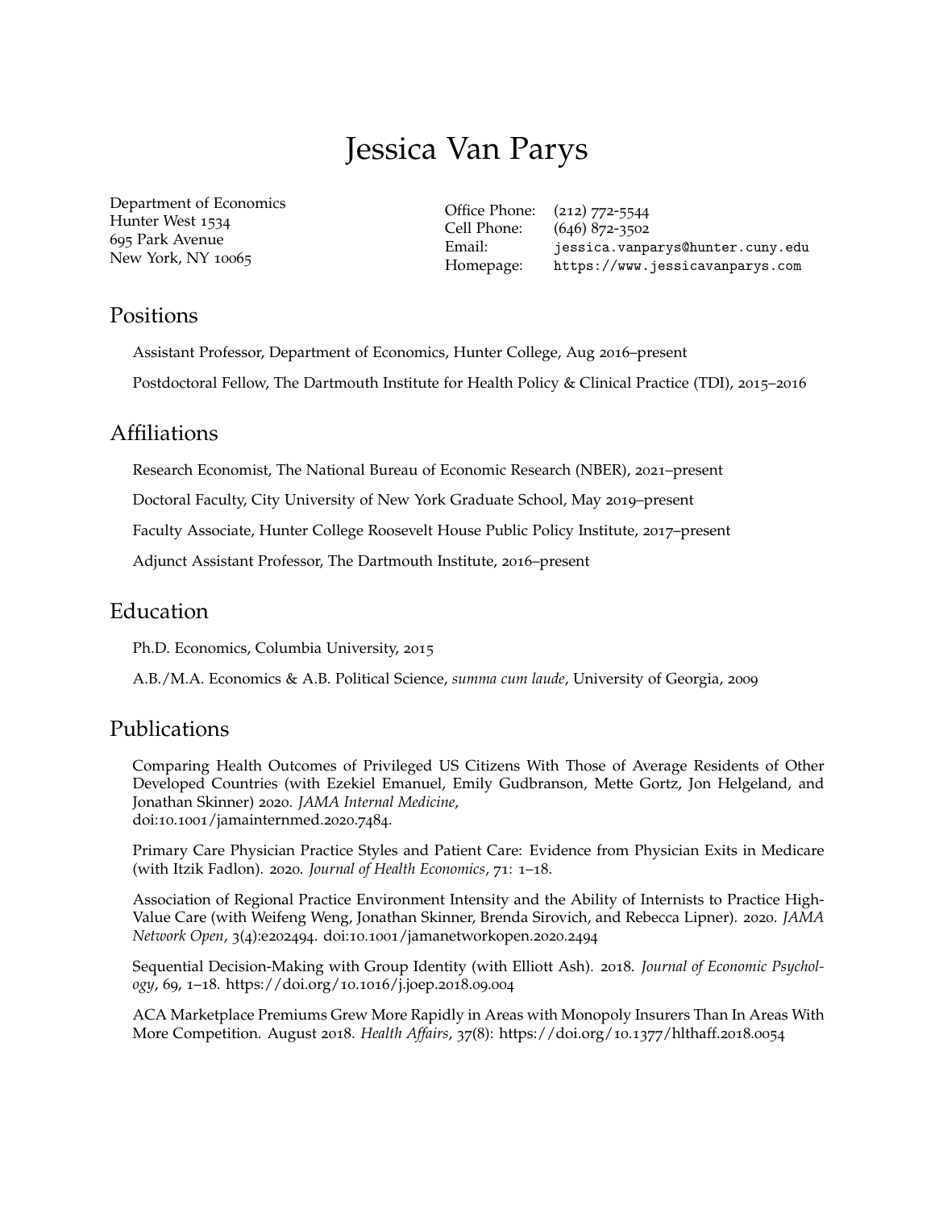# Jessica Van Parys

Department of Economics
Hunter West 1534
695 Park Avenue
New York, NY 10065

| | |
|---|---|
| Office Phone: | (212) 772-5544 |
| Cell Phone: | (646) 872-3502 |
| Email: | `jessica.vanparys@hunter.cuny.edu` |
| Homepage: | `https://www.jessicavanparys.com` |

## Positions

Assistant Professor, Department of Economics, Hunter College, Aug 2016–present

Postdoctoral Fellow, The Dartmouth Institute for Health Policy & Clinical Practice (TDI), 2015–2016

## Affiliations

Research Economist, The National Bureau of Economic Research (NBER), 2021–present

Doctoral Faculty, City University of New York Graduate School, May 2019–present

Faculty Associate, Hunter College Roosevelt House Public Policy Institute, 2017–present

Adjunct Assistant Professor, The Dartmouth Institute, 2016–present

## Education

Ph.D. Economics, Columbia University, 2015

A.B./M.A. Economics & A.B. Political Science, *summa cum laude*, University of Georgia, 2009

## Publications

Comparing Health Outcomes of Privileged US Citizens With Those of Average Residents of Other Developed Countries (with Ezekiel Emanuel, Emily Gudbranson, Mette Gortz, Jon Helgeland, and Jonathan Skinner) 2020. *JAMA Internal Medicine*, doi:10.1001/jamainternmed.2020.7484.

Primary Care Physician Practice Styles and Patient Care: Evidence from Physician Exits in Medicare (with Itzik Fadlon). 2020. *Journal of Health Economics*, 71: 1–18.

Association of Regional Practice Environment Intensity and the Ability of Internists to Practice High-Value Care (with Weifeng Weng, Jonathan Skinner, Brenda Sirovich, and Rebecca Lipner). 2020. *JAMA Network Open*, 3(4):e202494. doi:10.1001/jamanetworkopen.2020.2494

Sequential Decision-Making with Group Identity (with Elliott Ash). 2018. *Journal of Economic Psychology*, 69, 1–18. https://doi.org/10.1016/j.joep.2018.09.004

ACA Marketplace Premiums Grew More Rapidly in Areas with Monopoly Insurers Than In Areas With More Competition. August 2018. *Health Affairs*, 37(8): https://doi.org/10.1377/hlthaff.2018.0054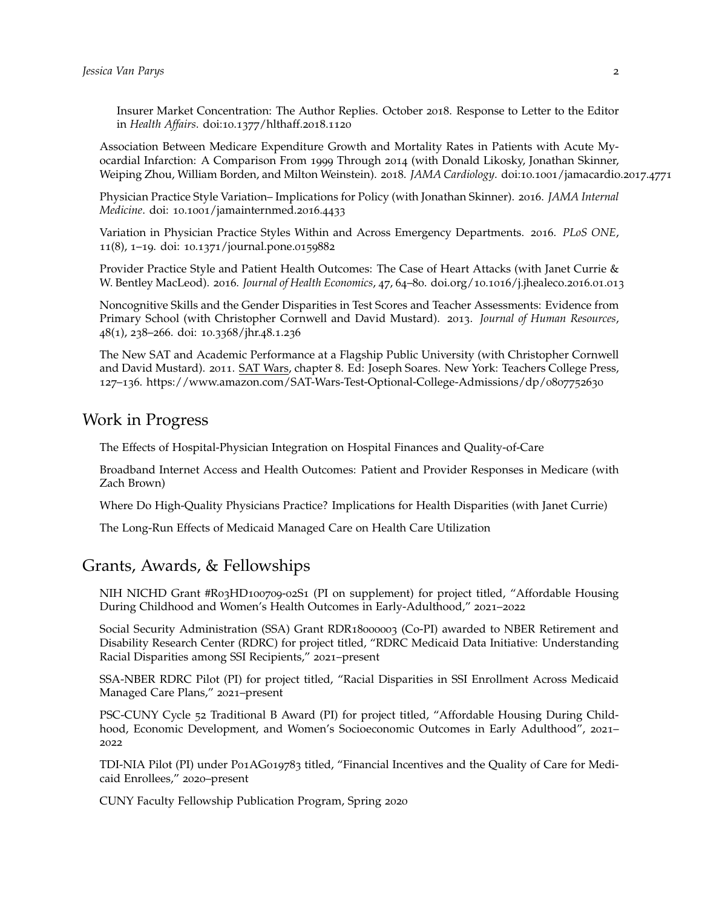Insurer Market Concentration: The Author Replies. October 2018. Response to Letter to the Editor in *Health Affairs*. doi:10.1377/hlthaff.2018.1120

Association Between Medicare Expenditure Growth and Mortality Rates in Patients with Acute Myocardial Infarction: A Comparison From 1999 Through 2014 (with Donald Likosky, Jonathan Skinner, Weiping Zhou, William Borden, and Milton Weinstein). 2018. *JAMA Cardiology*. doi:10.1001/jamacardio.2017.4771

Physician Practice Style Variation– Implications for Policy (with Jonathan Skinner). 2016. *JAMA Internal Medicine*. doi: 10.1001/jamainternmed.2016.4433

Variation in Physician Practice Styles Within and Across Emergency Departments. 2016. *PLoS ONE*, 11(8), 1–19. doi: 10.1371/journal.pone.0159882

Provider Practice Style and Patient Health Outcomes: The Case of Heart Attacks (with Janet Currie & W. Bentley MacLeod). 2016. *Journal of Health Economics*, 47, 64–80. doi.org/10.1016/j.jhealeco.2016.01.013

Noncognitive Skills and the Gender Disparities in Test Scores and Teacher Assessments: Evidence from Primary School (with Christopher Cornwell and David Mustard). 2013. *Journal of Human Resources*, 48(1), 238–266. doi: 10.3368/jhr.48.1.236

The New SAT and Academic Performance at a Flagship Public University (with Christopher Cornwell and David Mustard). 2011. SAT Wars, chapter 8. Ed: Joseph Soares. New York: Teachers College Press, 127–136. https://www.amazon.com/SAT-Wars-Test-Optional-College-Admissions/dp/0807752630

## Work in Progress

The Effects of Hospital-Physician Integration on Hospital Finances and Quality-of-Care

Broadband Internet Access and Health Outcomes: Patient and Provider Responses in Medicare (with Zach Brown)

Where Do High-Quality Physicians Practice? Implications for Health Disparities (with Janet Currie)

The Long-Run Effects of Medicaid Managed Care on Health Care Utilization

## Grants, Awards, & Fellowships

NIH NICHD Grant #R03HD100709-02S1 (PI on supplement) for project titled, "Affordable Housing During Childhood and Women's Health Outcomes in Early-Adulthood," 2021–2022

Social Security Administration (SSA) Grant RDR18000003 (Co-PI) awarded to NBER Retirement and Disability Research Center (RDRC) for project titled, "RDRC Medicaid Data Initiative: Understanding Racial Disparities among SSI Recipients," 2021–present

SSA-NBER RDRC Pilot (PI) for project titled, "Racial Disparities in SSI Enrollment Across Medicaid Managed Care Plans," 2021–present

PSC-CUNY Cycle 52 Traditional B Award (PI) for project titled, "Affordable Housing During Childhood, Economic Development, and Women's Socioeconomic Outcomes in Early Adulthood", 2021–2022

TDI-NIA Pilot (PI) under P01AG019783 titled, "Financial Incentives and the Quality of Care for Medicaid Enrollees," 2020–present

CUNY Faculty Fellowship Publication Program, Spring 2020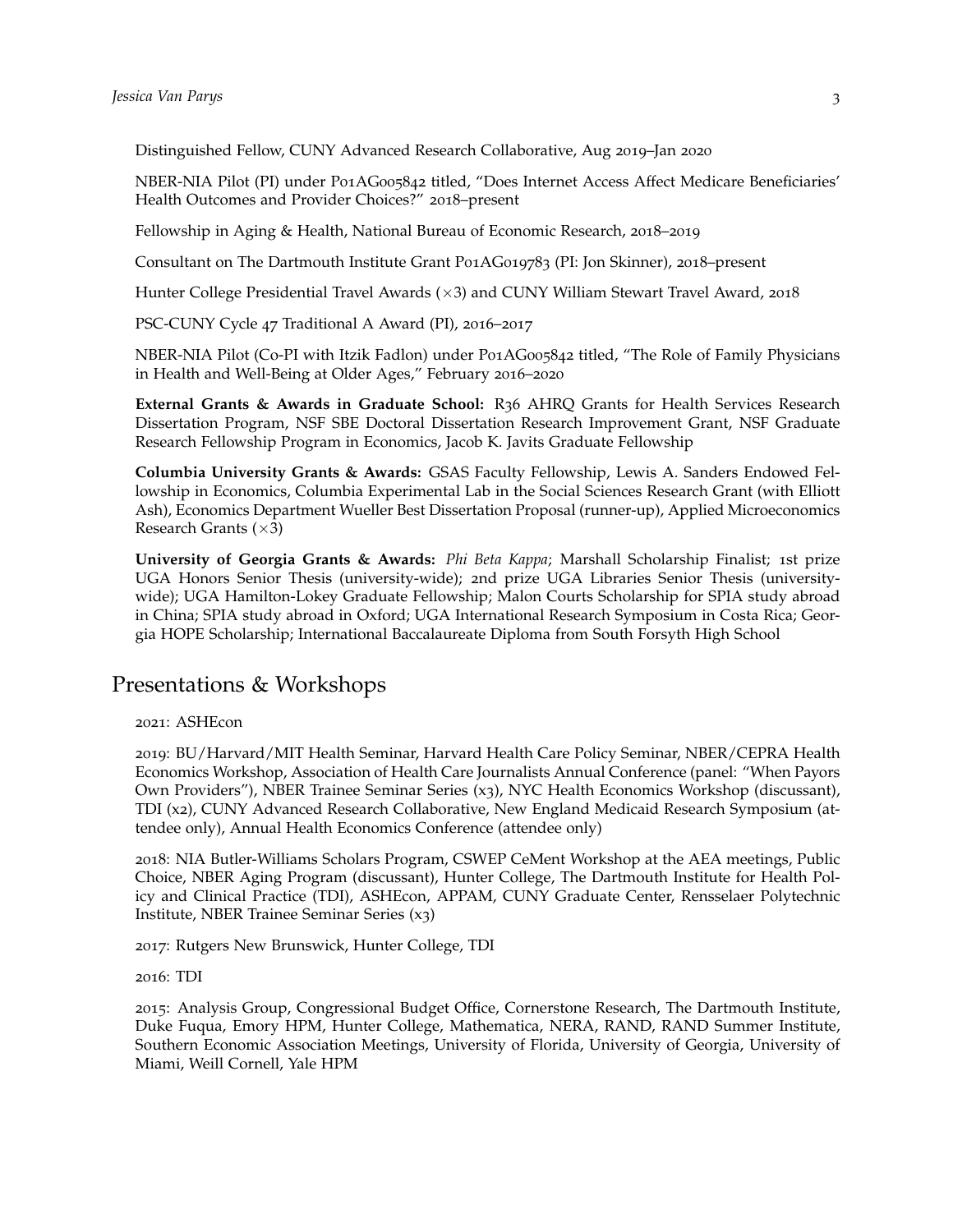Distinguished Fellow, CUNY Advanced Research Collaborative, Aug 2019–Jan 2020

NBER-NIA Pilot (PI) under P01AG005842 titled, "Does Internet Access Affect Medicare Beneficiaries' Health Outcomes and Provider Choices?" 2018–present

Fellowship in Aging & Health, National Bureau of Economic Research, 2018–2019

Consultant on The Dartmouth Institute Grant P01AG019783 (PI: Jon Skinner), 2018–present

Hunter College Presidential Travel Awards (×3) and CUNY William Stewart Travel Award, 2018

PSC-CUNY Cycle 47 Traditional A Award (PI), 2016–2017

NBER-NIA Pilot (Co-PI with Itzik Fadlon) under P01AG005842 titled, "The Role of Family Physicians in Health and Well-Being at Older Ages," February 2016–2020

**External Grants & Awards in Graduate School:** R36 AHRQ Grants for Health Services Research Dissertation Program, NSF SBE Doctoral Dissertation Research Improvement Grant, NSF Graduate Research Fellowship Program in Economics, Jacob K. Javits Graduate Fellowship

**Columbia University Grants & Awards:** GSAS Faculty Fellowship, Lewis A. Sanders Endowed Fellowship in Economics, Columbia Experimental Lab in the Social Sciences Research Grant (with Elliott Ash), Economics Department Wueller Best Dissertation Proposal (runner-up), Applied Microeconomics Research Grants (×3)

**University of Georgia Grants & Awards:** *Phi Beta Kappa*; Marshall Scholarship Finalist; 1st prize UGA Honors Senior Thesis (university-wide); 2nd prize UGA Libraries Senior Thesis (university-wide); UGA Hamilton-Lokey Graduate Fellowship; Malon Courts Scholarship for SPIA study abroad in China; SPIA study abroad in Oxford; UGA International Research Symposium in Costa Rica; Georgia HOPE Scholarship; International Baccalaureate Diploma from South Forsyth High School

# Presentations & Workshops

2021: ASHEcon

2019: BU/Harvard/MIT Health Seminar, Harvard Health Care Policy Seminar, NBER/CEPRA Health Economics Workshop, Association of Health Care Journalists Annual Conference (panel: "When Payors Own Providers"), NBER Trainee Seminar Series (x3), NYC Health Economics Workshop (discussant), TDI (x2), CUNY Advanced Research Collaborative, New England Medicaid Research Symposium (attendee only), Annual Health Economics Conference (attendee only)

2018: NIA Butler-Williams Scholars Program, CSWEP CeMent Workshop at the AEA meetings, Public Choice, NBER Aging Program (discussant), Hunter College, The Dartmouth Institute for Health Policy and Clinical Practice (TDI), ASHEcon, APPAM, CUNY Graduate Center, Rensselaer Polytechnic Institute, NBER Trainee Seminar Series (x3)

2017: Rutgers New Brunswick, Hunter College, TDI

2016: TDI

2015: Analysis Group, Congressional Budget Office, Cornerstone Research, The Dartmouth Institute, Duke Fuqua, Emory HPM, Hunter College, Mathematica, NERA, RAND, RAND Summer Institute, Southern Economic Association Meetings, University of Florida, University of Georgia, University of Miami, Weill Cornell, Yale HPM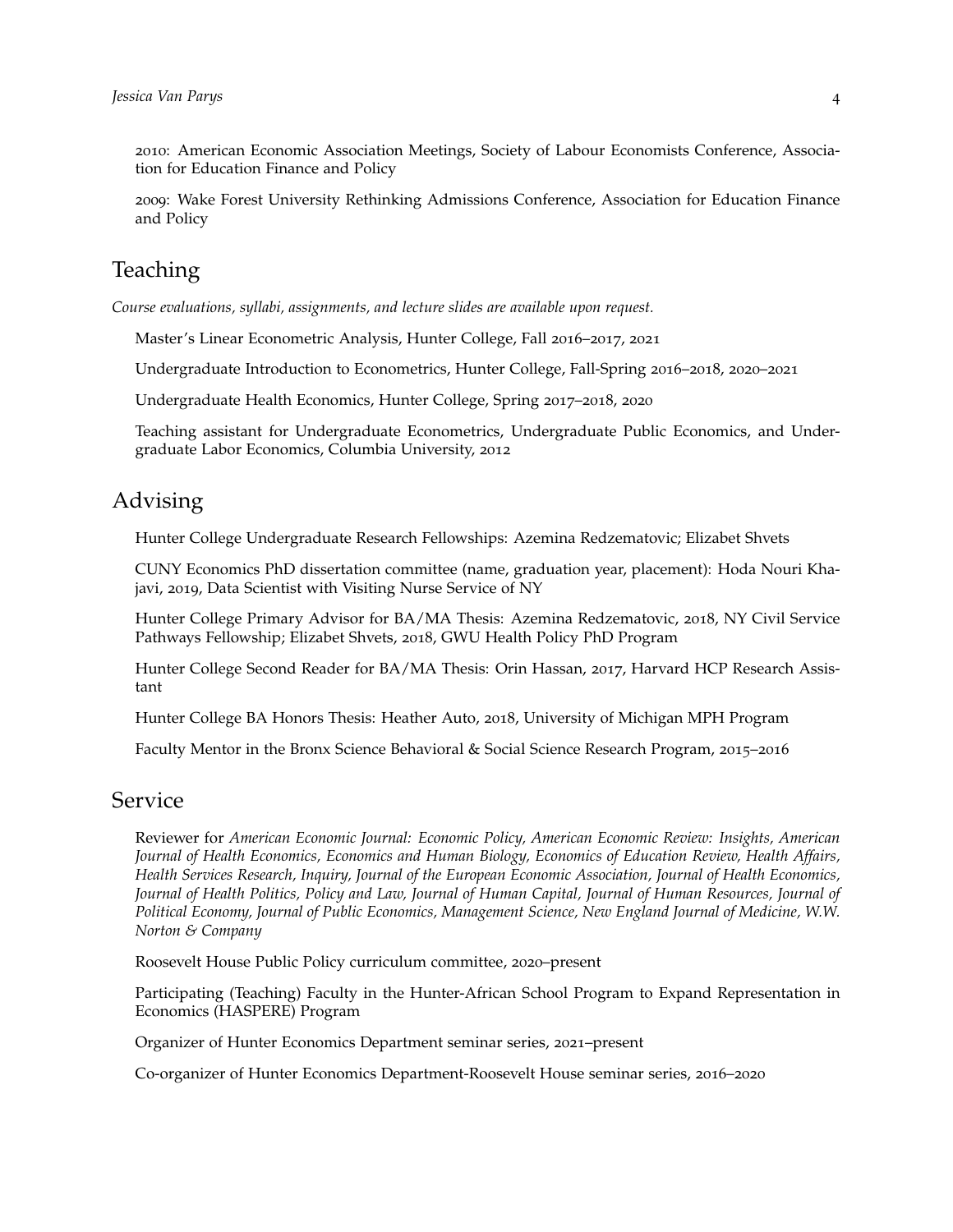2010: American Economic Association Meetings, Society of Labour Economists Conference, Association for Education Finance and Policy

2009: Wake Forest University Rethinking Admissions Conference, Association for Education Finance and Policy

## Teaching

*Course evaluations, syllabi, assignments, and lecture slides are available upon request.*

Master's Linear Econometric Analysis, Hunter College, Fall 2016–2017, 2021

Undergraduate Introduction to Econometrics, Hunter College, Fall-Spring 2016–2018, 2020–2021

Undergraduate Health Economics, Hunter College, Spring 2017–2018, 2020

Teaching assistant for Undergraduate Econometrics, Undergraduate Public Economics, and Undergraduate Labor Economics, Columbia University, 2012

## Advising

Hunter College Undergraduate Research Fellowships: Azemina Redzematovic; Elizabet Shvets

CUNY Economics PhD dissertation committee (name, graduation year, placement): Hoda Nouri Khajavi, 2019, Data Scientist with Visiting Nurse Service of NY

Hunter College Primary Advisor for BA/MA Thesis: Azemina Redzematovic, 2018, NY Civil Service Pathways Fellowship; Elizabet Shvets, 2018, GWU Health Policy PhD Program

Hunter College Second Reader for BA/MA Thesis: Orin Hassan, 2017, Harvard HCP Research Assistant

Hunter College BA Honors Thesis: Heather Auto, 2018, University of Michigan MPH Program

Faculty Mentor in the Bronx Science Behavioral & Social Science Research Program, 2015–2016

## Service

Reviewer for *American Economic Journal: Economic Policy, American Economic Review: Insights, American Journal of Health Economics, Economics and Human Biology, Economics of Education Review, Health Affairs, Health Services Research, Inquiry, Journal of the European Economic Association, Journal of Health Economics, Journal of Health Politics, Policy and Law, Journal of Human Capital, Journal of Human Resources, Journal of Political Economy, Journal of Public Economics, Management Science, New England Journal of Medicine, W.W. Norton & Company*

Roosevelt House Public Policy curriculum committee, 2020–present

Participating (Teaching) Faculty in the Hunter-African School Program to Expand Representation in Economics (HASPERE) Program

Organizer of Hunter Economics Department seminar series, 2021–present

Co-organizer of Hunter Economics Department-Roosevelt House seminar series, 2016–2020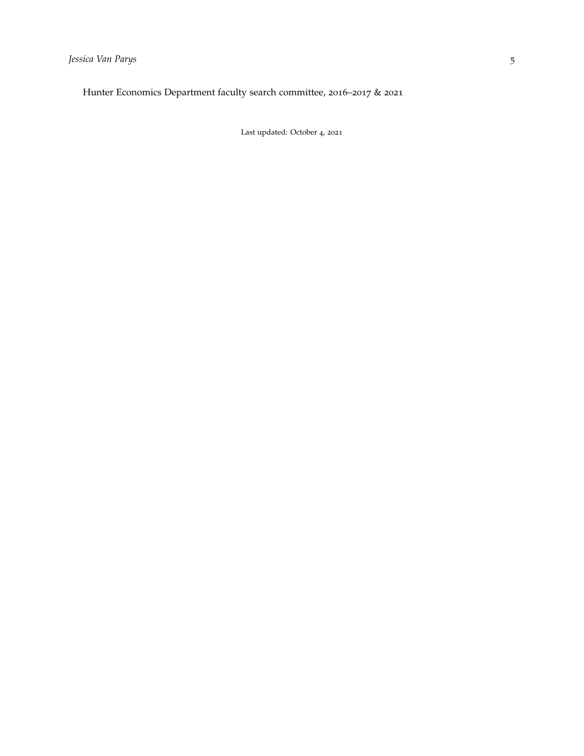Hunter Economics Department faculty search committee, 2016–2017 & 2021

Last updated: October 4, 2021